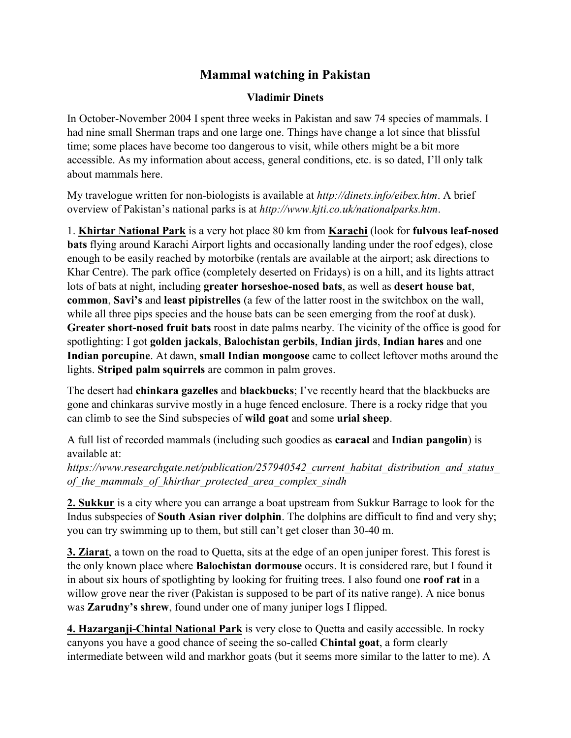# Mammal watching in Pakistan

**Vladimir Dinets**

In October-November 2004 I spent three weeks in Pakistan and saw 74 species of mammals. I had nine small Sherman traps and one large one. Things have change a lot since that blissful time; some places have become too dangerous to visit, while others might be a bit more accessible. As my information about access, general conditions, etc. is so dated, I'll only talk about mammals here.

My travelogue written for non-biologists is available at *http://dinets.info/eibex.htm*. A brief overview of Pakistan's national parks is at *http://www.kjti.co.uk/nationalparks.htm*.

1. **Khirtar National Park** is a very hot place 80 km from **Karachi** (look for **fulvous leaf-nosed bats** flying around Karachi Airport lights and occasionally landing under the roof edges), close enough to be easily reached by motorbike (rentals are available at the airport; ask directions to Khar Centre). The park office (completely deserted on Fridays) is on a hill, and its lights attract lots of bats at night, including **greater horseshoe-nosed bats**, as well as **desert house bat**, **common**, **Savi's** and **least pipistrelles** (a few of the latter roost in the switchbox on the wall, while all three pips species and the house bats can be seen emerging from the roof at dusk). **Greater short-nosed fruit bats** roost in date palms nearby. The vicinity of the office is good for spotlighting: I got **golden jackals**, **Balochistan gerbils**, **Indian jirds**, **Indian hares** and one **Indian porcupine**. At dawn, **small Indian mongoose** came to collect leftover moths around the lights. **Striped palm squirrels** are common in palm groves.

The desert had **chinkara gazelles** and **blackbucks**; I've recently heard that the blackbucks are gone and chinkaras survive mostly in a huge fenced enclosure. There is a rocky ridge that you can climb to see the Sind subspecies of **wild goat** and some **urial sheep**.

A full list of recorded mammals (including such goodies as **caracal** and **Indian pangolin**) is available at:
*https://www.researchgate.net/publication/257940542_current_habitat_distribution_and_status_of_the_mammals_of_khirthar_protected_area_complex_sindh*

**2. Sukkur** is a city where you can arrange a boat upstream from Sukkur Barrage to look for the Indus subspecies of **South Asian river dolphin**. The dolphins are difficult to find and very shy; you can try swimming up to them, but still can't get closer than 30-40 m.

**3. Ziarat**, a town on the road to Quetta, sits at the edge of an open juniper forest. This forest is the only known place where **Balochistan dormouse** occurs. It is considered rare, but I found it in about six hours of spotlighting by looking for fruiting trees. I also found one **roof rat** in a willow grove near the river (Pakistan is supposed to be part of its native range). A nice bonus was **Zarudny's shrew**, found under one of many juniper logs I flipped.

**4. Hazarganji-Chintal National Park** is very close to Quetta and easily accessible. In rocky canyons you have a good chance of seeing the so-called **Chintal goat**, a form clearly intermediate between wild and markhor goats (but it seems more similar to the latter to me). A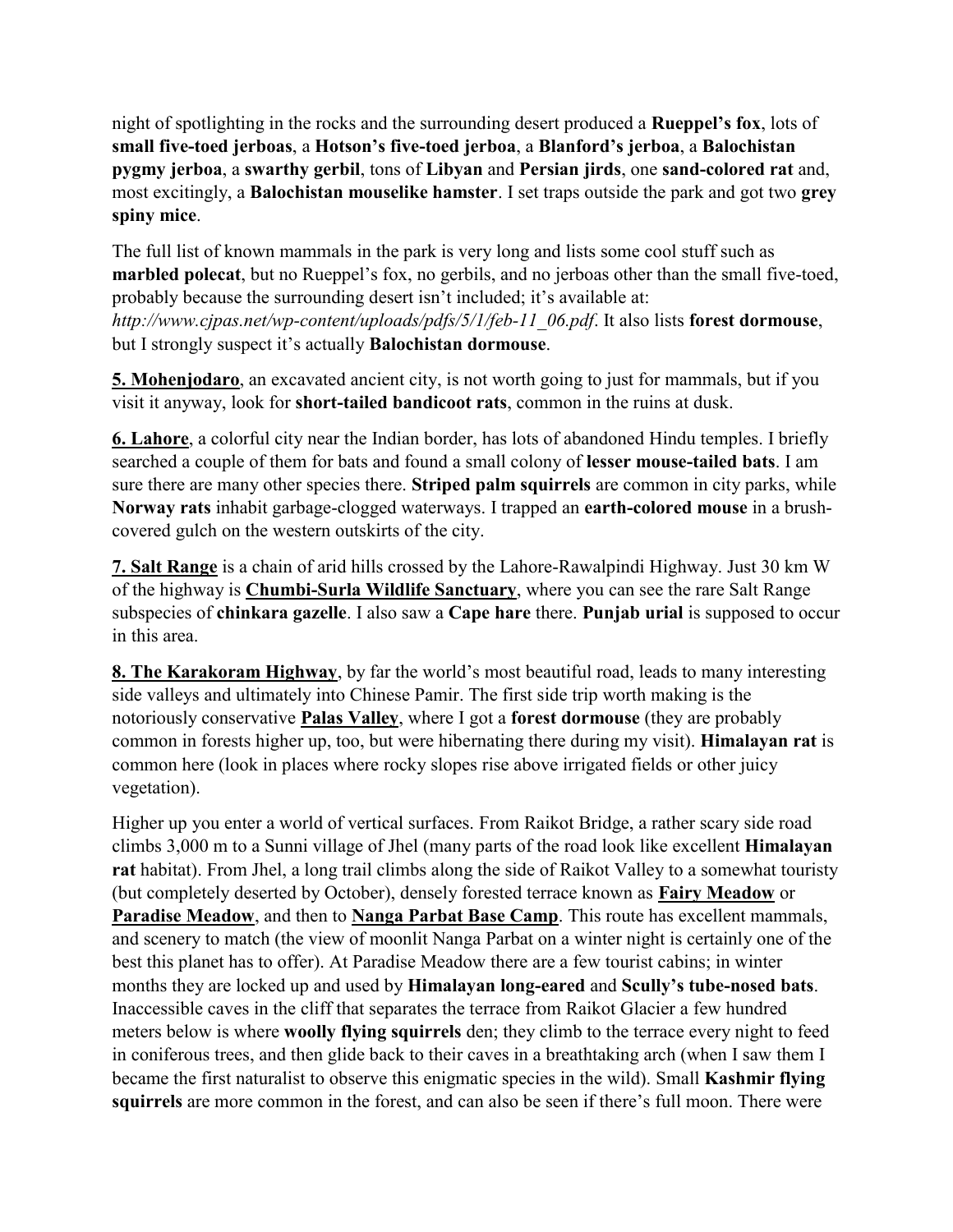night of spotlighting in the rocks and the surrounding desert produced a **Rueppel's fox**, lots of **small five-toed jerboas**, a **Hotson's five-toed jerboa**, a **Blanford's jerboa**, a **Balochistan pygmy jerboa**, a **swarthy gerbil**, tons of **Libyan** and **Persian jirds**, one **sand-colored rat** and, most excitingly, a **Balochistan mouselike hamster**. I set traps outside the park and got two **grey spiny mice**.

The full list of known mammals in the park is very long and lists some cool stuff such as **marbled polecat**, but no Rueppel's fox, no gerbils, and no jerboas other than the small five-toed, probably because the surrounding desert isn't included; it's available at: *http://www.cjpas.net/wp-content/uploads/pdfs/5/1/feb-11_06.pdf*. It also lists **forest dormouse**, but I strongly suspect it's actually **Balochistan dormouse**.

**5. Mohenjodaro**, an excavated ancient city, is not worth going to just for mammals, but if you visit it anyway, look for **short-tailed bandicoot rats**, common in the ruins at dusk.

**6. Lahore**, a colorful city near the Indian border, has lots of abandoned Hindu temples. I briefly searched a couple of them for bats and found a small colony of **lesser mouse-tailed bats**. I am sure there are many other species there. **Striped palm squirrels** are common in city parks, while **Norway rats** inhabit garbage-clogged waterways. I trapped an **earth-colored mouse** in a brush-covered gulch on the western outskirts of the city.

**7. Salt Range** is a chain of arid hills crossed by the Lahore-Rawalpindi Highway. Just 30 km W of the highway is **Chumbi-Surla Wildlife Sanctuary**, where you can see the rare Salt Range subspecies of **chinkara gazelle**. I also saw a **Cape hare** there. **Punjab urial** is supposed to occur in this area.

**8. The Karakoram Highway**, by far the world's most beautiful road, leads to many interesting side valleys and ultimately into Chinese Pamir. The first side trip worth making is the notoriously conservative **Palas Valley**, where I got a **forest dormouse** (they are probably common in forests higher up, too, but were hibernating there during my visit). **Himalayan rat** is common here (look in places where rocky slopes rise above irrigated fields or other juicy vegetation).

Higher up you enter a world of vertical surfaces. From Raikot Bridge, a rather scary side road climbs 3,000 m to a Sunni village of Jhel (many parts of the road look like excellent **Himalayan rat** habitat). From Jhel, a long trail climbs along the side of Raikot Valley to a somewhat touristy (but completely deserted by October), densely forested terrace known as **Fairy Meadow** or **Paradise Meadow**, and then to **Nanga Parbat Base Camp**. This route has excellent mammals, and scenery to match (the view of moonlit Nanga Parbat on a winter night is certainly one of the best this planet has to offer). At Paradise Meadow there are a few tourist cabins; in winter months they are locked up and used by **Himalayan long-eared** and **Scully's tube-nosed bats**. Inaccessible caves in the cliff that separates the terrace from Raikot Glacier a few hundred meters below is where **woolly flying squirrels** den; they climb to the terrace every night to feed in coniferous trees, and then glide back to their caves in a breathtaking arch (when I saw them I became the first naturalist to observe this enigmatic species in the wild). Small **Kashmir flying squirrels** are more common in the forest, and can also be seen if there's full moon. There were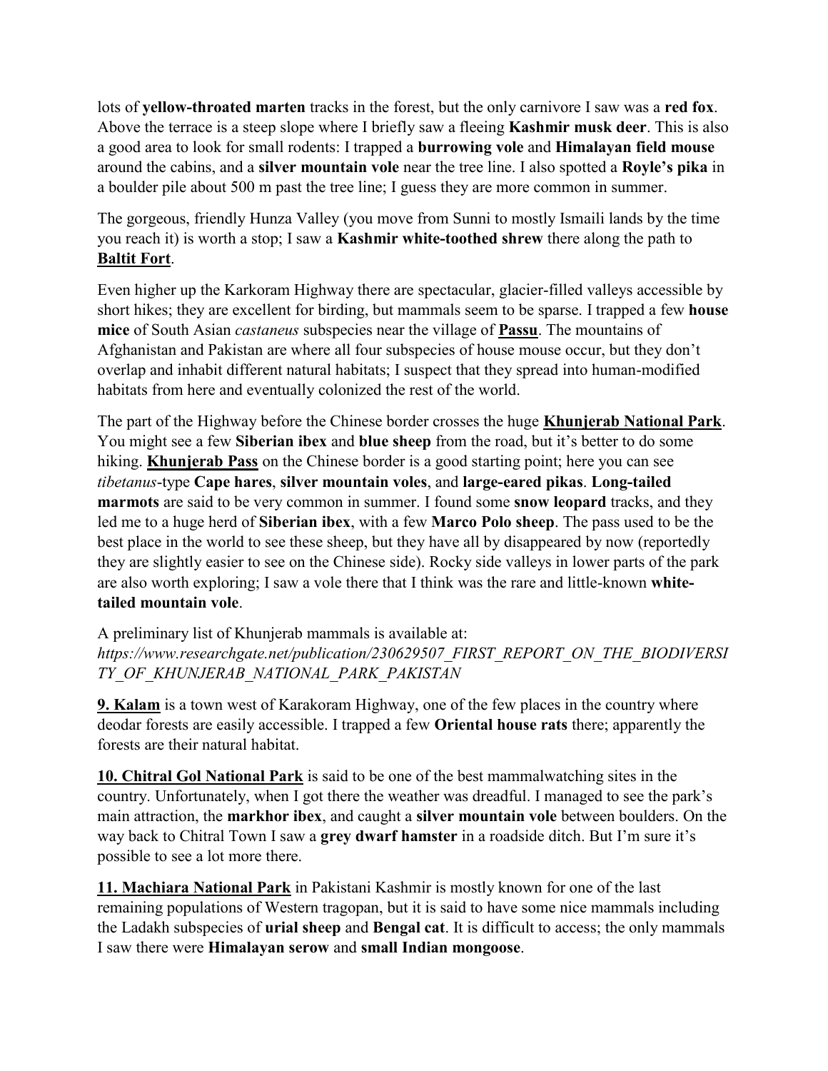lots of **yellow-throated marten** tracks in the forest, but the only carnivore I saw was a **red fox**. Above the terrace is a steep slope where I briefly saw a fleeing **Kashmir musk deer**. This is also a good area to look for small rodents: I trapped a **burrowing vole** and **Himalayan field mouse** around the cabins, and a **silver mountain vole** near the tree line. I also spotted a **Royle's pika** in a boulder pile about 500 m past the tree line; I guess they are more common in summer.

The gorgeous, friendly Hunza Valley (you move from Sunni to mostly Ismaili lands by the time you reach it) is worth a stop; I saw a **Kashmir white-toothed shrew** there along the path to **Baltit Fort**.

Even higher up the Karkoram Highway there are spectacular, glacier-filled valleys accessible by short hikes; they are excellent for birding, but mammals seem to be sparse. I trapped a few **house mice** of South Asian *castaneus* subspecies near the village of **Passu**. The mountains of Afghanistan and Pakistan are where all four subspecies of house mouse occur, but they don't overlap and inhabit different natural habitats; I suspect that they spread into human-modified habitats from here and eventually colonized the rest of the world.

The part of the Highway before the Chinese border crosses the huge **Khunjerab National Park**. You might see a few **Siberian ibex** and **blue sheep** from the road, but it's better to do some hiking. **Khunjerab Pass** on the Chinese border is a good starting point; here you can see *tibetanus*-type **Cape hares**, **silver mountain voles**, and **large-eared pikas**. **Long-tailed marmots** are said to be very common in summer. I found some **snow leopard** tracks, and they led me to a huge herd of **Siberian ibex**, with a few **Marco Polo sheep**. The pass used to be the best place in the world to see these sheep, but they have all by disappeared by now (reportedly they are slightly easier to see on the Chinese side). Rocky side valleys in lower parts of the park are also worth exploring; I saw a vole there that I think was the rare and little-known **white-tailed mountain vole**.

A preliminary list of Khunjerab mammals is available at:
*https://www.researchgate.net/publication/230629507_FIRST_REPORT_ON_THE_BIODIVERSITY_OF_KHUNJERAB_NATIONAL_PARK_PAKISTAN*

**9. Kalam** is a town west of Karakoram Highway, one of the few places in the country where deodar forests are easily accessible. I trapped a few **Oriental house rats** there; apparently the forests are their natural habitat.

**10. Chitral Gol National Park** is said to be one of the best mammalwatching sites in the country. Unfortunately, when I got there the weather was dreadful. I managed to see the park's main attraction, the **markhor ibex**, and caught a **silver mountain vole** between boulders. On the way back to Chitral Town I saw a **grey dwarf hamster** in a roadside ditch. But I'm sure it's possible to see a lot more there.

**11. Machiara National Park** in Pakistani Kashmir is mostly known for one of the last remaining populations of Western tragopan, but it is said to have some nice mammals including the Ladakh subspecies of **urial sheep** and **Bengal cat**. It is difficult to access; the only mammals I saw there were **Himalayan serow** and **small Indian mongoose**.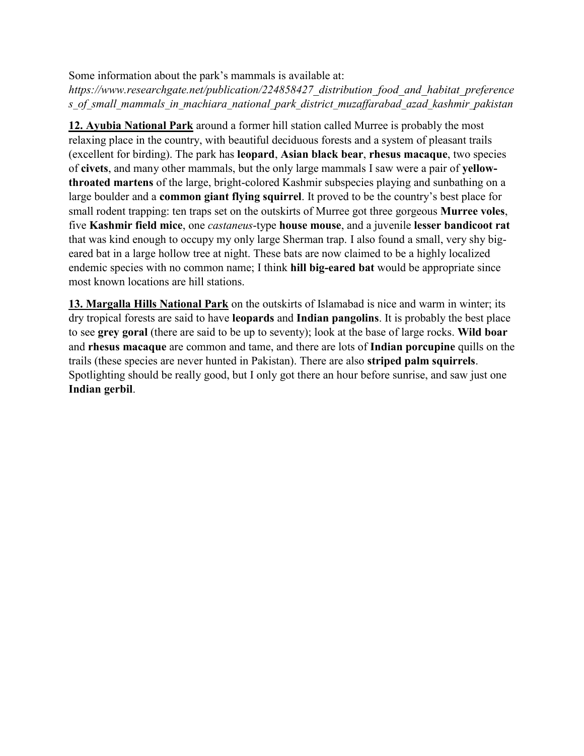Some information about the park's mammals is available at:
*https://www.researchgate.net/publication/224858427_distribution_food_and_habitat_preferences_of_small_mammals_in_machiara_national_park_district_muzaffarabad_azad_kashmir_pakistan*

**12. Ayubia National Park** around a former hill station called Murree is probably the most relaxing place in the country, with beautiful deciduous forests and a system of pleasant trails (excellent for birding). The park has **leopard**, **Asian black bear**, **rhesus macaque**, two species of **civets**, and many other mammals, but the only large mammals I saw were a pair of **yellow-throated martens** of the large, bright-colored Kashmir subspecies playing and sunbathing on a large boulder and a **common giant flying squirrel**. It proved to be the country's best place for small rodent trapping: ten traps set on the outskirts of Murree got three gorgeous **Murree voles**, five **Kashmir field mice**, one *castaneus*-type **house mouse**, and a juvenile **lesser bandicoot rat** that was kind enough to occupy my only large Sherman trap. I also found a small, very shy big-eared bat in a large hollow tree at night. These bats are now claimed to be a highly localized endemic species with no common name; I think **hill big-eared bat** would be appropriate since most known locations are hill stations.

**13. Margalla Hills National Park** on the outskirts of Islamabad is nice and warm in winter; its dry tropical forests are said to have **leopards** and **Indian pangolins**. It is probably the best place to see **grey goral** (there are said to be up to seventy); look at the base of large rocks. **Wild boar** and **rhesus macaque** are common and tame, and there are lots of **Indian porcupine** quills on the trails (these species are never hunted in Pakistan). There are also **striped palm squirrels**. Spotlighting should be really good, but I only got there an hour before sunrise, and saw just one **Indian gerbil**.